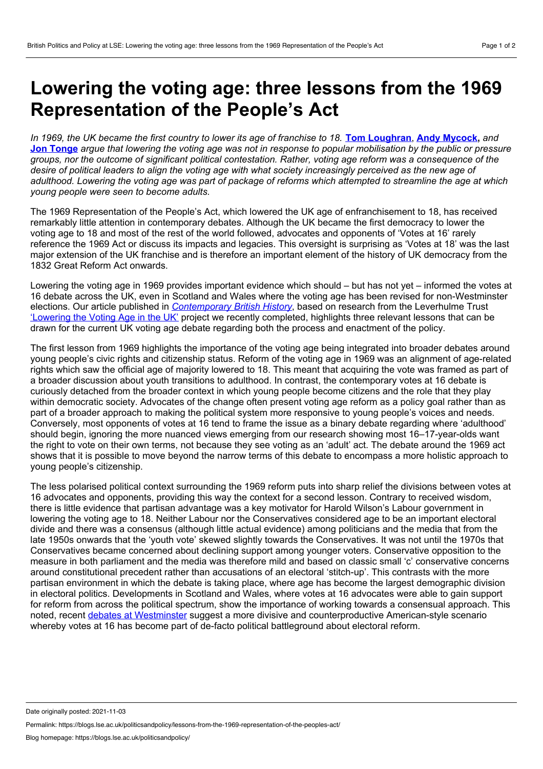# Lowering the voting age: three lessons from the 1969 Representation of the People's Act

*In 1969, the UK became the first country to lower its age of franchise to 18.* **Tom Loughran**, **Andy Mycock,** *and* **Jon Tonge** *argue that lowering the voting age was not in response to popular mobilisation by the public or pressure groups, nor the outcome of significant political contestation. Rather, voting age reform was a consequence of the desire of political leaders to align the voting age with what society increasingly perceived as the new age of adulthood. Lowering the voting age was part of package of reforms which attempted to streamline the age at which young people were seen to become adults.*

The 1969 Representation of the People's Act, which lowered the UK age of enfranchisement to 18, has received remarkably little attention in contemporary debates. Although the UK became the first democracy to lower the voting age to 18 and most of the rest of the world followed, advocates and opponents of 'Votes at 16' rarely reference the 1969 Act or discuss its impacts and legacies. This oversight is surprising as 'Votes at 18' was the last major extension of the UK franchise and is therefore an important element of the history of UK democracy from the 1832 Great Reform Act onwards.

Lowering the voting age in 1969 provides important evidence which should – but has not yet – informed the votes at 16 debate across the UK, even in Scotland and Wales where the voting age has been revised for non-Westminster elections. Our article published in *Contemporary British History*, based on research from the Leverhulme Trust 'Lowering the Voting Age in the UK' project we recently completed, highlights three relevant lessons that can be drawn for the current UK voting age debate regarding both the process and enactment of the policy.

The first lesson from 1969 highlights the importance of the voting age being integrated into broader debates around young people's civic rights and citizenship status. Reform of the voting age in 1969 was an alignment of age-related rights which saw the official age of majority lowered to 18. This meant that acquiring the vote was framed as part of a broader discussion about youth transitions to adulthood. In contrast, the contemporary votes at 16 debate is curiously detached from the broader context in which young people become citizens and the role that they play within democratic society. Advocates of the change often present voting age reform as a policy goal rather than as part of a broader approach to making the political system more responsive to young people's voices and needs. Conversely, most opponents of votes at 16 tend to frame the issue as a binary debate regarding where 'adulthood' should begin, ignoring the more nuanced views emerging from our research showing most 16–17-year-olds want the right to vote on their own terms, not because they see voting as an 'adult' act. The debate around the 1969 act shows that it is possible to move beyond the narrow terms of this debate to encompass a more holistic approach to young people's citizenship.

The less polarised political context surrounding the 1969 reform puts into sharp relief the divisions between votes at 16 advocates and opponents, providing this way the context for a second lesson. Contrary to received wisdom, there is little evidence that partisan advantage was a key motivator for Harold Wilson's Labour government in lowering the voting age to 18. Neither Labour nor the Conservatives considered age to be an important electoral divide and there was a consensus (although little actual evidence) among politicians and the media that from the late 1950s onwards that the 'youth vote' skewed slightly towards the Conservatives. It was not until the 1970s that Conservatives became concerned about declining support among younger voters. Conservative opposition to the measure in both parliament and the media was therefore mild and based on classic small 'c' conservative concerns around constitutional precedent rather than accusations of an electoral 'stitch-up'. This contrasts with the more partisan environment in which the debate is taking place, where age has become the largest demographic division in electoral politics. Developments in Scotland and Wales, where votes at 16 advocates were able to gain support for reform from across the political spectrum, show the importance of working towards a consensual approach. This noted, recent debates at Westminster suggest a more divisive and counterproductive American-style scenario whereby votes at 16 has become part of de-facto political battleground about electoral reform.

Date originally posted: 2021-11-03

Permalink: https://blogs.lse.ac.uk/politicsandpolicy/lessons-from-the-1969-representation-of-the-peoples-act/

Blog homepage: https://blogs.lse.ac.uk/politicsandpolicy/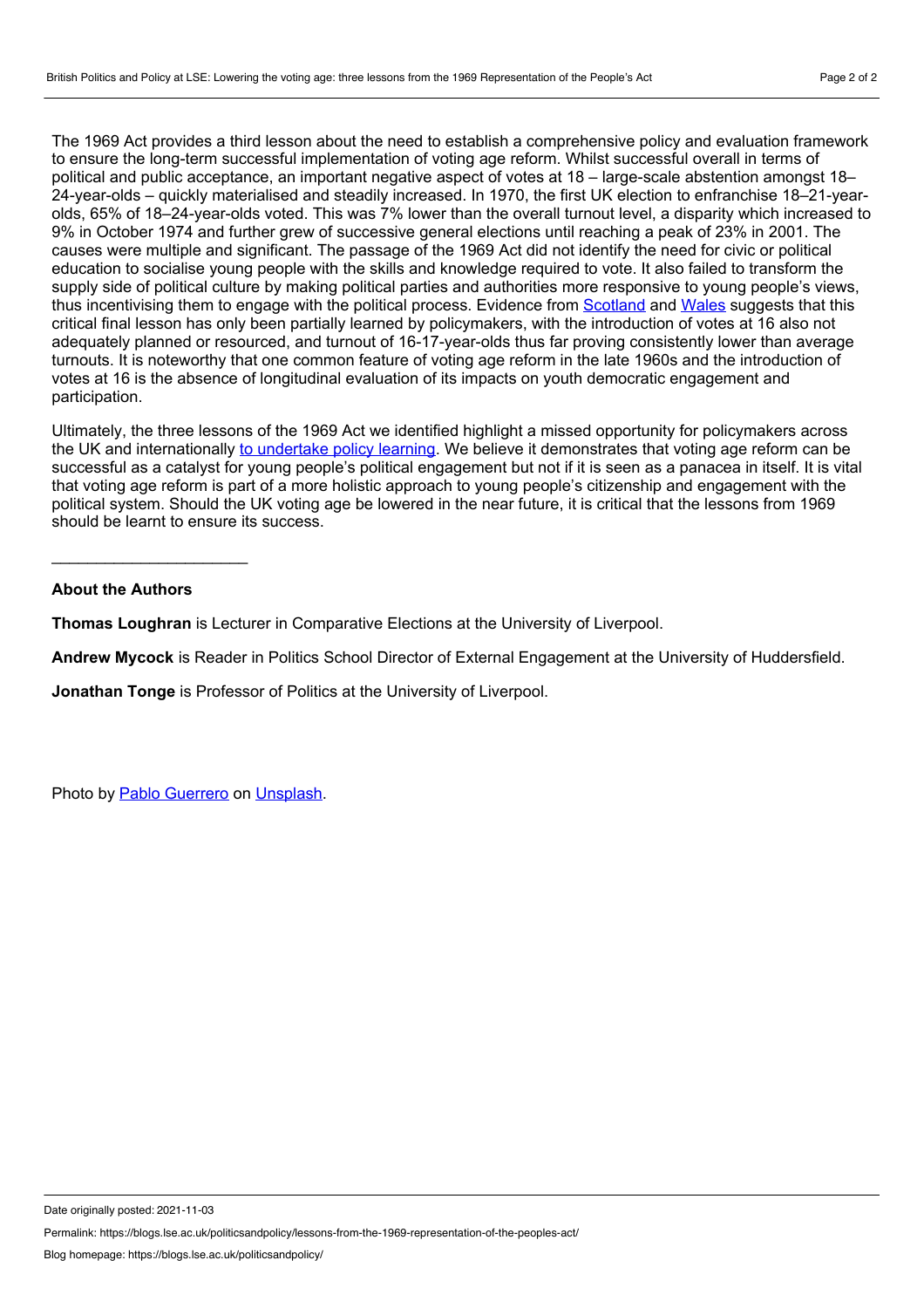The 1969 Act provides a third lesson about the need to establish a comprehensive policy and evaluation framework to ensure the long-term successful implementation of voting age reform. Whilst successful overall in terms of political and public acceptance, an important negative aspect of votes at 18 – large-scale abstention amongst 18–24-year-olds – quickly materialised and steadily increased. In 1970, the first UK election to enfranchise 18–21-year-olds, 65% of 18–24-year-olds voted. This was 7% lower than the overall turnout level, a disparity which increased to 9% in October 1974 and further grew of successive general elections until reaching a peak of 23% in 2001. The causes were multiple and significant. The passage of the 1969 Act did not identify the need for civic or political education to socialise young people with the skills and knowledge required to vote. It also failed to transform the supply side of political culture by making political parties and authorities more responsive to young people's views, thus incentivising them to engage with the political process. Evidence from Scotland and Wales suggests that this critical final lesson has only been partially learned by policymakers, with the introduction of votes at 16 also not adequately planned or resourced, and turnout of 16-17-year-olds thus far proving consistently lower than average turnouts. It is noteworthy that one common feature of voting age reform in the late 1960s and the introduction of votes at 16 is the absence of longitudinal evaluation of its impacts on youth democratic engagement and participation.

Ultimately, the three lessons of the 1969 Act we identified highlight a missed opportunity for policymakers across the UK and internationally to undertake policy learning. We believe it demonstrates that voting age reform can be successful as a catalyst for young people's political engagement but not if it is seen as a panacea in itself. It is vital that voting age reform is part of a more holistic approach to young people's citizenship and engagement with the political system. Should the UK voting age be lowered in the near future, it is critical that the lessons from 1969 should be learnt to ensure its success.

______________________

**About the Authors**

**Thomas Loughran** is Lecturer in Comparative Elections at the University of Liverpool.

**Andrew Mycock** is Reader in Politics School Director of External Engagement at the University of Huddersfield.

**Jonathan Tonge** is Professor of Politics at the University of Liverpool.

Photo by Pablo Guerrero on Unsplash.

Date originally posted: 2021-11-03

Permalink: https://blogs.lse.ac.uk/politicsandpolicy/lessons-from-the-1969-representation-of-the-peoples-act/

Blog homepage: https://blogs.lse.ac.uk/politicsandpolicy/